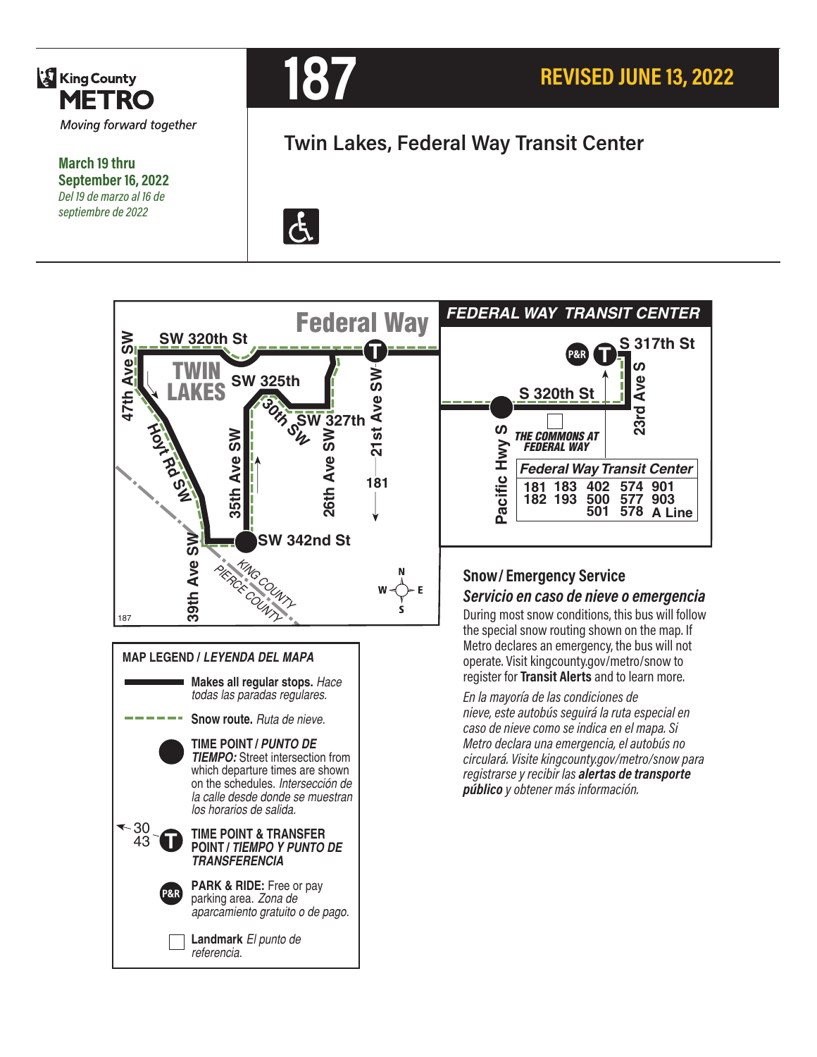King County METRO

*Moving forward together*

**March 19 thru September 16, 2022**
*Del 19 de marzo al 16 de septiembre de 2022*

# 187

**REVISED JUNE 13, 2022**

## Twin Lakes, Federal Way Transit Center

Federal Way

SW 320th St, 47th Ave SW, TWIN LAKES, SW 325th, 30th SW, SW 327th, 21st Ave SW, Hoyt Rd SW, 35th Ave SW, 26th Ave SW, 181, SW 342nd St, 39th Ave SW, KING COUNTY, PIERCE COUNTY

**FEDERAL WAY TRANSIT CENTER**

S 317th St, P&R, 23rd Ave S, S 320th St, Pacific Hwy S, THE COMMONS AT FEDERAL WAY

| Federal Way Transit Center | | | | |
|---|---|---|---|---|
| 181 | 183 | 402 | 574 | 901 |
| 182 | 193 | 500 | 577 | 903 |
| | | 501 | 578 | A Line |

**MAP LEGEND / *LEYENDA DEL MAPA***

- **Makes all regular stops.** *Hace todas las paradas regulares.*
- **Snow route.** *Ruta de nieve.*
- **TIME POINT / *PUNTO DE TIEMPO:*** Street intersection from which departure times are shown on the schedules. *Intersección de la calle desde donde se muestran los horarios de salida.*
- **TIME POINT & TRANSFER POINT / *TIEMPO Y PUNTO DE TRANSFERENCIA***
- **PARK & RIDE:** Free or pay parking area. *Zona de aparcamiento gratuito o de pago.*
- **Landmark** *El punto de referencia.*

## Snow / Emergency Service
### *Servicio en caso de nieve o emergencia*

During most snow conditions, this bus will follow the special snow routing shown on the map. If Metro declares an emergency, the bus will not operate. Visit kingcounty.gov/metro/snow to register for **Transit Alerts** and to learn more.

*En la mayoría de las condiciones de nieve, este autobús seguirá la ruta especial en caso de nieve como se indica en el mapa. Si Metro declara una emergencia, el autobús no circulará. Visite kingcounty.gov/metro/snow para registrarse y recibir las **alertas de transporte público** y obtener más información.*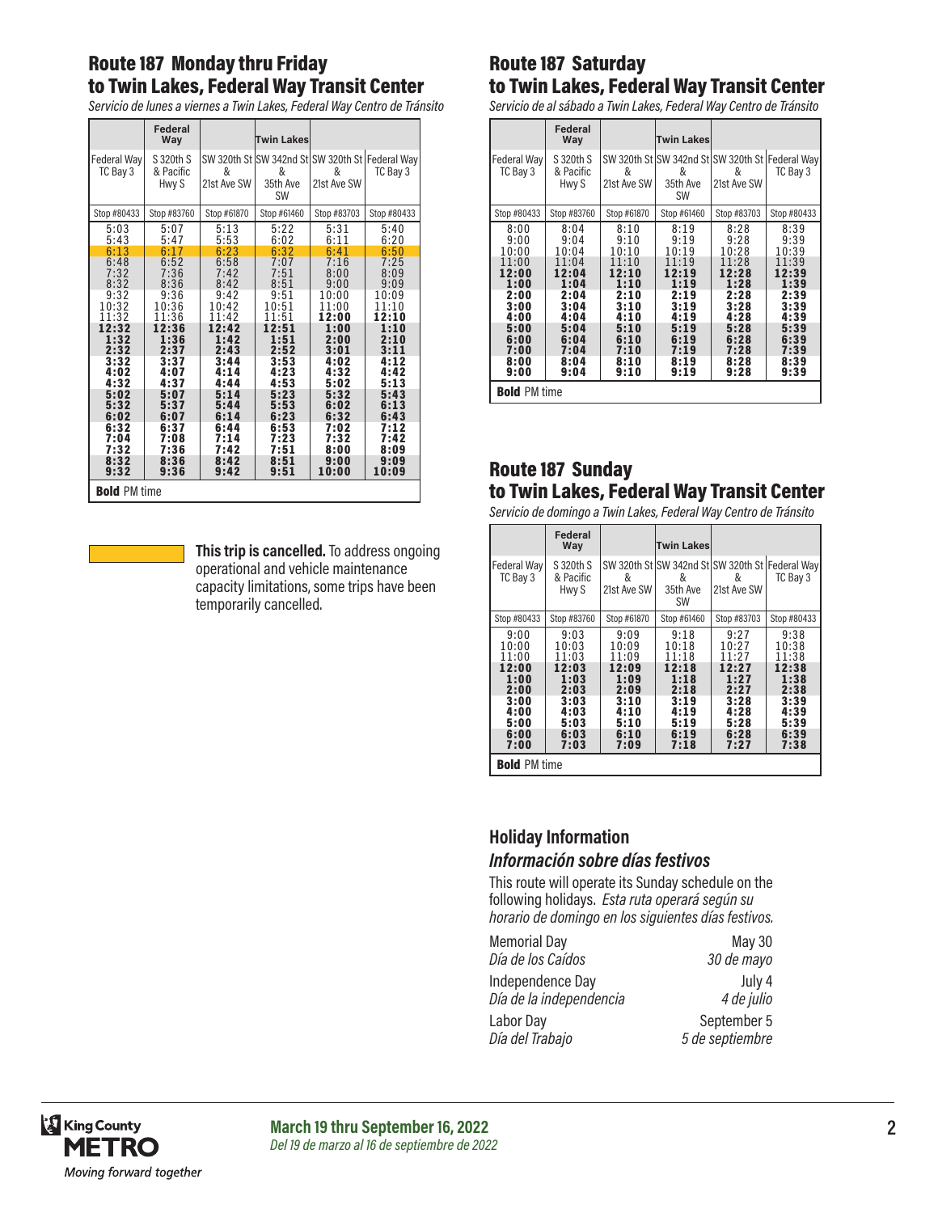## Route 187 Monday thru Friday to Twin Lakes, Federal Way Transit Center

*Servicio de lunes a viernes a Twin Lakes, Federal Way Centro de Tránsito*

| | Federal Way | | Twin Lakes | | |
|---|---|---|---|---|---|
| Federal Way TC Bay 3 | S 320th S & Pacific Hwy S | SW 320th St & 21st Ave SW | SW 342nd St & 35th Ave SW | SW 320th St & 21st Ave SW | Federal Way TC Bay 3 |
| Stop #80433 | Stop #83760 | Stop #61870 | Stop #61460 | Stop #83703 | Stop #80433 |
| 5:03 | 5:07 | 5:13 | 5:22 | 5:31 | 5:40 |
| 5:43 | 5:47 | 5:53 | 6:02 | 6:11 | 6:20 |
| 6:13 | 6:17 | 6:23 | 6:32 | 6:41 | 6:50 |
| 6:48 | 6:52 | 6:58 | 7:07 | 7:16 | 7:25 |
| 7:32 | 7:36 | 7:42 | 7:51 | 8:00 | 8:09 |
| 8:32 | 8:36 | 8:42 | 8:51 | 9:00 | 9:09 |
| 9:32 | 9:36 | 9:42 | 9:51 | 10:00 | 10:09 |
| 10:32 | 10:36 | 10:42 | 10:51 | 11:00 | 11:10 |
| 11:32 | 11:36 | 11:42 | 11:51 | **12:00** | **12:10** |
| **12:32** | **12:36** | **12:42** | **12:51** | **1:00** | **1:10** |
| **1:32** | **1:36** | **1:42** | **1:51** | **2:00** | **2:10** |
| **2:32** | **2:37** | **2:43** | **2:52** | **3:01** | **3:11** |
| **3:32** | **3:37** | **3:44** | **3:53** | **4:02** | **4:12** |
| **4:02** | **4:07** | **4:14** | **4:23** | **4:32** | **4:42** |
| **4:32** | **4:37** | **4:44** | **4:53** | **5:02** | **5:13** |
| **5:02** | **5:07** | **5:14** | **5:23** | **5:32** | **5:43** |
| **5:32** | **5:37** | **5:44** | **5:53** | **6:02** | **6:13** |
| **6:02** | **6:07** | **6:14** | **6:23** | **6:32** | **6:43** |
| **6:32** | **6:37** | **6:44** | **6:53** | **7:02** | **7:12** |
| **7:04** | **7:08** | **7:14** | **7:23** | **7:32** | **7:42** |
| **7:32** | **7:36** | **7:42** | **7:51** | **8:00** | **8:09** |
| **8:32** | **8:36** | **8:42** | **8:51** | **9:00** | **9:09** |
| **9:32** | **9:36** | **9:42** | **9:51** | **10:00** | **10:09** |

**Bold** PM time

**This trip is cancelled.** To address ongoing operational and vehicle maintenance capacity limitations, some trips have been temporarily cancelled.

## Route 187 Saturday to Twin Lakes, Federal Way Transit Center

*Servicio de al sábado a Twin Lakes, Federal Way Centro de Tránsito*

| | Federal Way | | Twin Lakes | | |
|---|---|---|---|---|---|
| Federal Way TC Bay 3 | S 320th S & Pacific Hwy S | SW 320th St & 21st Ave SW | SW 342nd St & 35th Ave SW | SW 320th St & 21st Ave SW | Federal Way TC Bay 3 |
| Stop #80433 | Stop #83760 | Stop #61870 | Stop #61460 | Stop #83703 | Stop #80433 |
| 8:00 | 8:04 | 8:10 | 8:19 | 8:28 | 8:39 |
| 9:00 | 9:04 | 9:10 | 9:19 | 9:28 | 9:39 |
| 10:00 | 10:04 | 10:10 | 10:19 | 10:28 | 10:39 |
| 11:00 | 11:04 | 11:10 | 11:19 | 11:28 | 11:39 |
| **12:00** | **12:04** | **12:10** | **12:19** | **12:28** | **12:39** |
| **1:00** | **1:04** | **1:10** | **1:19** | **1:28** | **1:39** |
| **2:00** | **2:04** | **2:10** | **2:19** | **2:28** | **2:39** |
| **3:00** | **3:04** | **3:10** | **3:19** | **3:28** | **3:39** |
| **4:00** | **4:04** | **4:10** | **4:19** | **4:28** | **4:39** |
| **5:00** | **5:04** | **5:10** | **5:19** | **5:28** | **5:39** |
| **6:00** | **6:04** | **6:10** | **6:19** | **6:28** | **6:39** |
| **7:00** | **7:04** | **7:10** | **7:19** | **7:28** | **7:39** |
| **8:00** | **8:04** | **8:10** | **8:19** | **8:28** | **8:39** |
| **9:00** | **9:04** | **9:10** | **9:19** | **9:28** | **9:39** |

**Bold** PM time

## Route 187 Sunday to Twin Lakes, Federal Way Transit Center

*Servicio de domingo a Twin Lakes, Federal Way Centro de Tránsito*

| | Federal Way | | Twin Lakes | | |
|---|---|---|---|---|---|
| Federal Way TC Bay 3 | S 320th S & Pacific Hwy S | SW 320th St & 21st Ave SW | SW 342nd St & 35th Ave SW | SW 320th St & 21st Ave SW | Federal Way TC Bay 3 |
| Stop #80433 | Stop #83760 | Stop #61870 | Stop #61460 | Stop #83703 | Stop #80433 |
| 9:00 | 9:03 | 9:09 | 9:18 | 9:27 | 9:38 |
| 10:00 | 10:03 | 10:09 | 10:18 | 10:27 | 10:38 |
| 11:00 | 11:03 | 11:09 | 11:18 | 11:27 | 11:38 |
| **12:00** | **12:03** | **12:09** | **12:18** | **12:27** | **12:38** |
| **1:00** | **1:03** | **1:09** | **1:18** | **1:27** | **1:38** |
| **2:00** | **2:03** | **2:09** | **2:18** | **2:27** | **2:38** |
| **3:00** | **3:03** | **3:10** | **3:19** | **3:28** | **3:39** |
| **4:00** | **4:03** | **4:10** | **4:19** | **4:28** | **4:39** |
| **5:00** | **5:03** | **5:10** | **5:19** | **5:28** | **5:39** |
| **6:00** | **6:03** | **6:10** | **6:19** | **6:28** | **6:39** |
| **7:00** | **7:03** | **7:09** | **7:18** | **7:27** | **7:38** |

**Bold** PM time

### Holiday Information

### *Información sobre días festivos*

This route will operate its Sunday schedule on the following holidays. *Esta ruta operará según su horario de domingo en los siguientes días festivos.*

| | |
|---|---|
| Memorial Day *Día de los Caídos* | May 30 *30 de mayo* |
| Independence Day *Día de la independencia* | July 4 *4 de julio* |
| Labor Day *Día del Trabajo* | September 5 *5 de septiembre* |

King County METRO
*Moving forward together*

**March 19 thru September 16, 2022**
*Del 19 de marzo al 16 de septiembre de 2022*